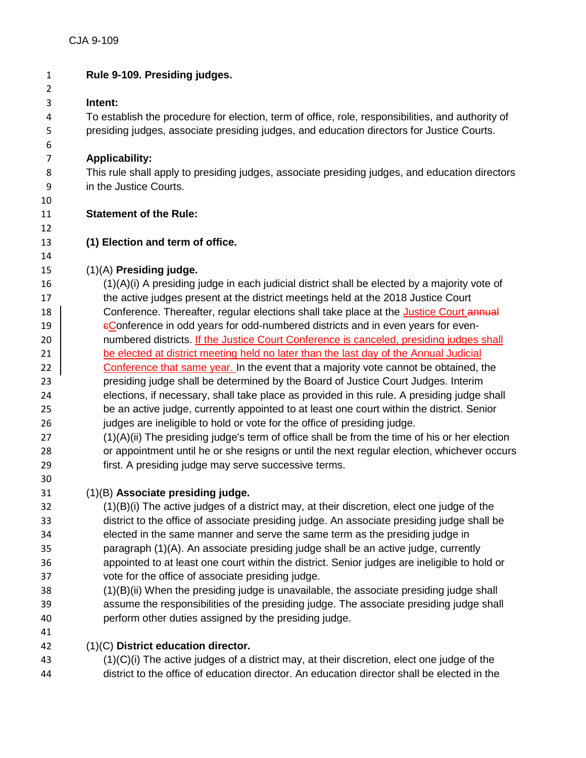# Rule 9-109. Presiding judges.

**Intent:**

To establish the procedure for election, term of office, role, responsibilities, and authority of presiding judges, associate presiding judges, and education directors for Justice Courts.

**Applicability:**

This rule shall apply to presiding judges, associate presiding judges, and education directors in the Justice Courts.

**Statement of the Rule:**

**(1) Election and term of office.**

(1)(A) **Presiding judge.**

(1)(A)(i) A presiding judge in each judicial district shall be elected by a majority vote of the active judges present at the district meetings held at the 2018 Justice Court Conference. Thereafter, regular elections shall take place at the Justice Court ~~annual~~ ~~c~~Conference in odd years for odd-numbered districts and in even years for even-numbered districts. If the Justice Court Conference is canceled, presiding judges shall be elected at district meeting held no later than the last day of the Annual Judicial Conference that same year. In the event that a majority vote cannot be obtained, the presiding judge shall be determined by the Board of Justice Court Judges. Interim elections, if necessary, shall take place as provided in this rule. A presiding judge shall be an active judge, currently appointed to at least one court within the district. Senior judges are ineligible to hold or vote for the office of presiding judge.

(1)(A)(ii) The presiding judge's term of office shall be from the time of his or her election or appointment until he or she resigns or until the next regular election, whichever occurs first. A presiding judge may serve successive terms.

(1)(B) **Associate presiding judge.**

(1)(B)(i) The active judges of a district may, at their discretion, elect one judge of the district to the office of associate presiding judge. An associate presiding judge shall be elected in the same manner and serve the same term as the presiding judge in paragraph (1)(A). An associate presiding judge shall be an active judge, currently appointed to at least one court within the district. Senior judges are ineligible to hold or vote for the office of associate presiding judge.

(1)(B)(ii) When the presiding judge is unavailable, the associate presiding judge shall assume the responsibilities of the presiding judge. The associate presiding judge shall perform other duties assigned by the presiding judge.

(1)(C) **District education director.**

(1)(C)(i) The active judges of a district may, at their discretion, elect one judge of the district to the office of education director. An education director shall be elected in the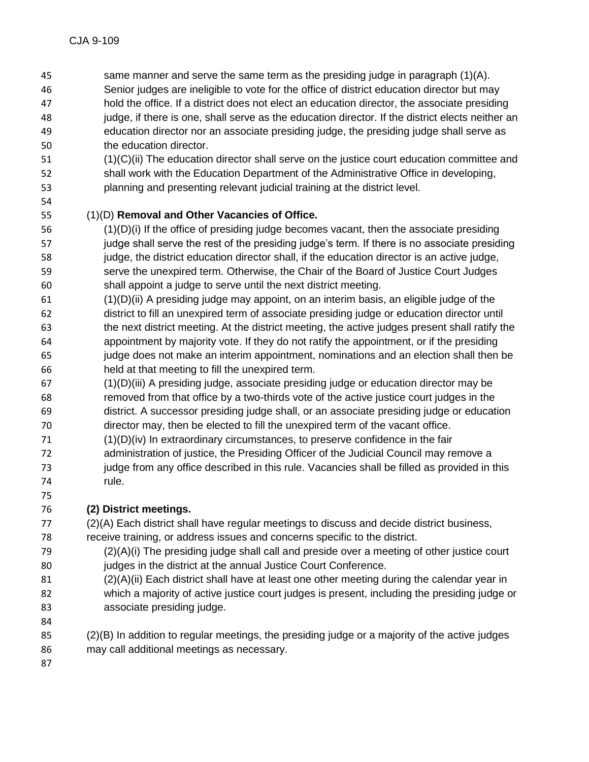same manner and serve the same term as the presiding judge in paragraph (1)(A). Senior judges are ineligible to vote for the office of district education director but may hold the office. If a district does not elect an education director, the associate presiding judge, if there is one, shall serve as the education director. If the district elects neither an education director nor an associate presiding judge, the presiding judge shall serve as the education director.

(1)(C)(ii) The education director shall serve on the justice court education committee and shall work with the Education Department of the Administrative Office in developing, planning and presenting relevant judicial training at the district level.

(1)(D) **Removal and Other Vacancies of Office.**

(1)(D)(i) If the office of presiding judge becomes vacant, then the associate presiding judge shall serve the rest of the presiding judge's term. If there is no associate presiding judge, the district education director shall, if the education director is an active judge, serve the unexpired term. Otherwise, the Chair of the Board of Justice Court Judges shall appoint a judge to serve until the next district meeting.

(1)(D)(ii) A presiding judge may appoint, on an interim basis, an eligible judge of the district to fill an unexpired term of associate presiding judge or education director until the next district meeting. At the district meeting, the active judges present shall ratify the appointment by majority vote. If they do not ratify the appointment, or if the presiding judge does not make an interim appointment, nominations and an election shall then be held at that meeting to fill the unexpired term.

(1)(D)(iii) A presiding judge, associate presiding judge or education director may be removed from that office by a two-thirds vote of the active justice court judges in the district. A successor presiding judge shall, or an associate presiding judge or education director may, then be elected to fill the unexpired term of the vacant office.

(1)(D)(iv) In extraordinary circumstances, to preserve confidence in the fair administration of justice, the Presiding Officer of the Judicial Council may remove a judge from any office described in this rule. Vacancies shall be filled as provided in this rule.

**(2) District meetings.**

(2)(A) Each district shall have regular meetings to discuss and decide district business, receive training, or address issues and concerns specific to the district.

(2)(A)(i) The presiding judge shall call and preside over a meeting of other justice court judges in the district at the annual Justice Court Conference.

(2)(A)(ii) Each district shall have at least one other meeting during the calendar year in which a majority of active justice court judges is present, including the presiding judge or associate presiding judge.

(2)(B) In addition to regular meetings, the presiding judge or a majority of the active judges may call additional meetings as necessary.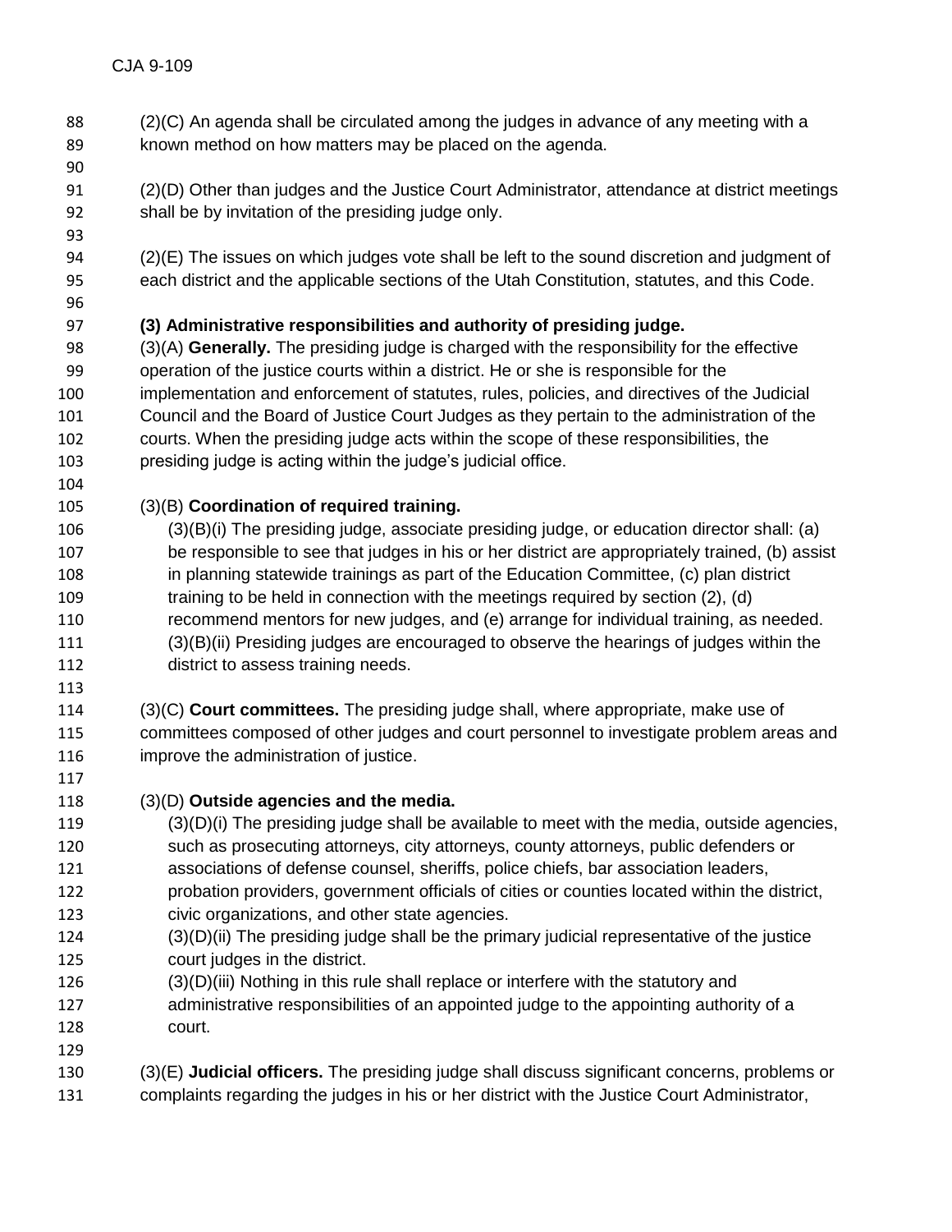(2)(C) An agenda shall be circulated among the judges in advance of any meeting with a known method on how matters may be placed on the agenda.

(2)(D) Other than judges and the Justice Court Administrator, attendance at district meetings shall be by invitation of the presiding judge only.

(2)(E) The issues on which judges vote shall be left to the sound discretion and judgment of each district and the applicable sections of the Utah Constitution, statutes, and this Code.

**(3) Administrative responsibilities and authority of presiding judge.**

(3)(A) **Generally.** The presiding judge is charged with the responsibility for the effective operation of the justice courts within a district. He or she is responsible for the implementation and enforcement of statutes, rules, policies, and directives of the Judicial Council and the Board of Justice Court Judges as they pertain to the administration of the courts. When the presiding judge acts within the scope of these responsibilities, the presiding judge is acting within the judge's judicial office.

(3)(B) **Coordination of required training.**

(3)(B)(i) The presiding judge, associate presiding judge, or education director shall: (a) be responsible to see that judges in his or her district are appropriately trained, (b) assist in planning statewide trainings as part of the Education Committee, (c) plan district training to be held in connection with the meetings required by section (2), (d) recommend mentors for new judges, and (e) arrange for individual training, as needed.

(3)(B)(ii) Presiding judges are encouraged to observe the hearings of judges within the district to assess training needs.

(3)(C) **Court committees.** The presiding judge shall, where appropriate, make use of committees composed of other judges and court personnel to investigate problem areas and improve the administration of justice.

(3)(D) **Outside agencies and the media.**

(3)(D)(i) The presiding judge shall be available to meet with the media, outside agencies, such as prosecuting attorneys, city attorneys, county attorneys, public defenders or associations of defense counsel, sheriffs, police chiefs, bar association leaders, probation providers, government officials of cities or counties located within the district, civic organizations, and other state agencies.

(3)(D)(ii) The presiding judge shall be the primary judicial representative of the justice court judges in the district.

(3)(D)(iii) Nothing in this rule shall replace or interfere with the statutory and administrative responsibilities of an appointed judge to the appointing authority of a court.

(3)(E) **Judicial officers.** The presiding judge shall discuss significant concerns, problems or complaints regarding the judges in his or her district with the Justice Court Administrator,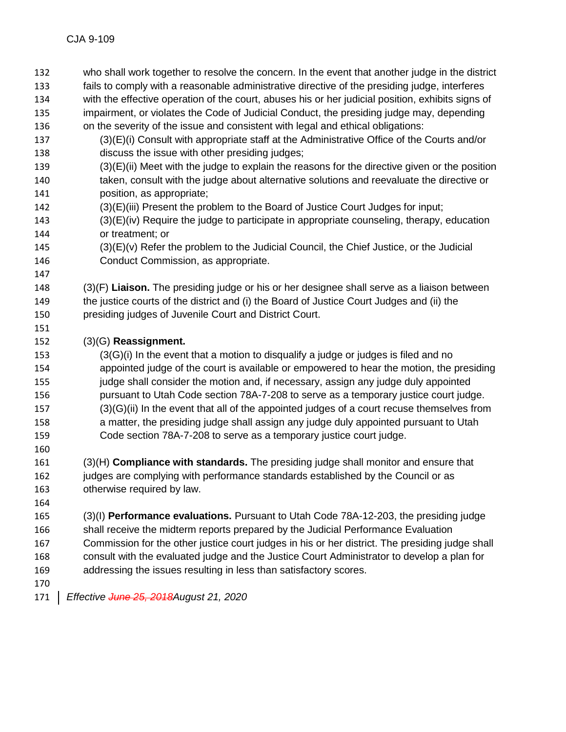who shall work together to resolve the concern. In the event that another judge in the district fails to comply with a reasonable administrative directive of the presiding judge, interferes with the effective operation of the court, abuses his or her judicial position, exhibits signs of impairment, or violates the Code of Judicial Conduct, the presiding judge may, depending on the severity of the issue and consistent with legal and ethical obligations:

(3)(E)(i) Consult with appropriate staff at the Administrative Office of the Courts and/or discuss the issue with other presiding judges;

(3)(E)(ii) Meet with the judge to explain the reasons for the directive given or the position taken, consult with the judge about alternative solutions and reevaluate the directive or position, as appropriate;

(3)(E)(iii) Present the problem to the Board of Justice Court Judges for input;

(3)(E)(iv) Require the judge to participate in appropriate counseling, therapy, education or treatment; or

(3)(E)(v) Refer the problem to the Judicial Council, the Chief Justice, or the Judicial Conduct Commission, as appropriate.

(3)(F) **Liaison.** The presiding judge or his or her designee shall serve as a liaison between the justice courts of the district and (i) the Board of Justice Court Judges and (ii) the presiding judges of Juvenile Court and District Court.

(3)(G) **Reassignment.**

(3)(G)(i) In the event that a motion to disqualify a judge or judges is filed and no appointed judge of the court is available or empowered to hear the motion, the presiding judge shall consider the motion and, if necessary, assign any judge duly appointed pursuant to Utah Code section 78A-7-208 to serve as a temporary justice court judge.

(3)(G)(ii) In the event that all of the appointed judges of a court recuse themselves from a matter, the presiding judge shall assign any judge duly appointed pursuant to Utah Code section 78A-7-208 to serve as a temporary justice court judge.

(3)(H) **Compliance with standards.** The presiding judge shall monitor and ensure that judges are complying with performance standards established by the Council or as otherwise required by law.

(3)(I) **Performance evaluations.** Pursuant to Utah Code 78A-12-203, the presiding judge shall receive the midterm reports prepared by the Judicial Performance Evaluation Commission for the other justice court judges in his or her district. The presiding judge shall consult with the evaluated judge and the Justice Court Administrator to develop a plan for addressing the issues resulting in less than satisfactory scores.

*Effective ~~June 25, 2018~~August 21, 2020*